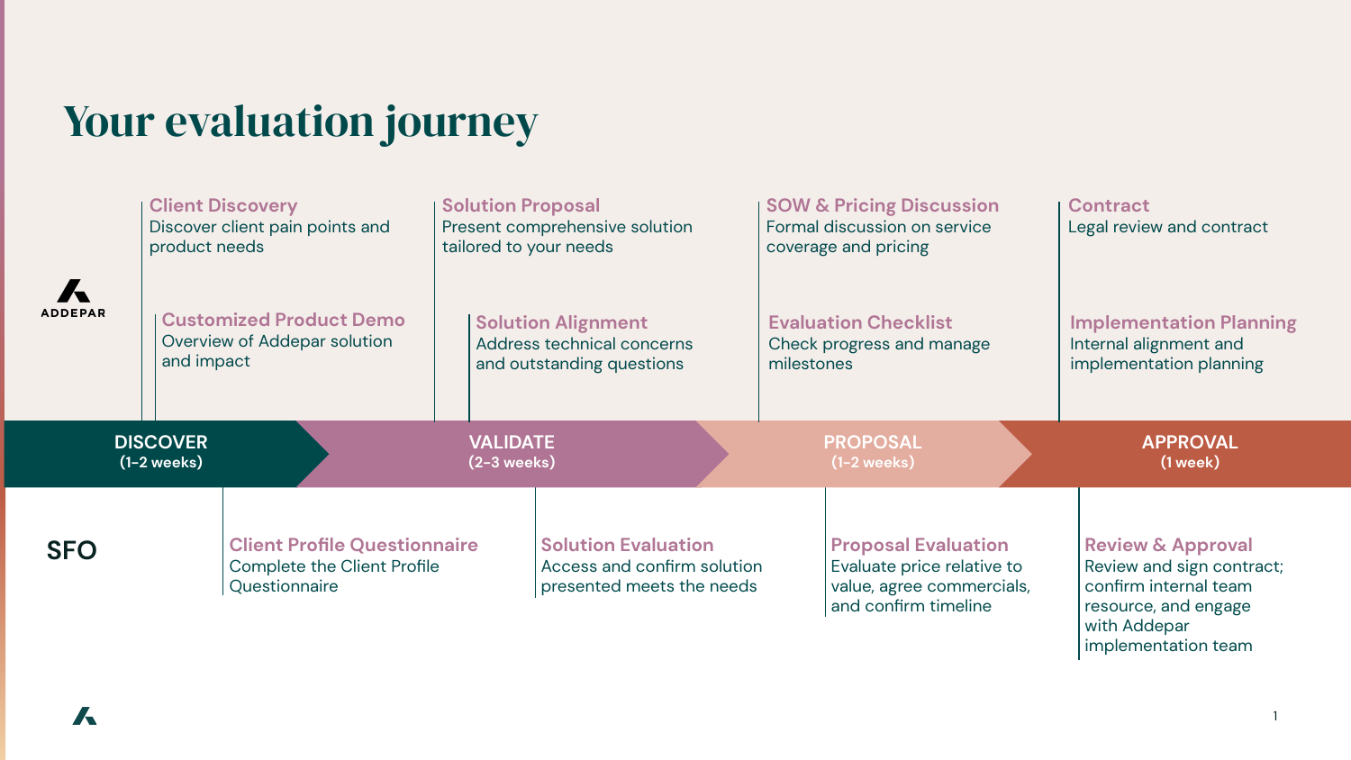# Your evaluation journey

## ADDEPAR

**Client Discovery**
Discover client pain points and product needs

**Customized Product Demo**
Overview of Addepar solution and impact

**Solution Proposal**
Present comprehensive solution tailored to your needs

**Solution Alignment**
Address technical concerns and outstanding questions

**SOW & Pricing Discussion**
Formal discussion on service coverage and pricing

**Evaluation Checklist**
Check progress and manage milestones

**Contract**
Legal review and contract

**Implementation Planning**
Internal alignment and implementation planning

## Phases

| DISCOVER | VALIDATE | PROPOSAL | APPROVAL |
|---|---|---|---|
| (1-2 weeks) | (2-3 weeks) | (1-2 weeks) | (1 week) |

## SFO

**Client Profile Questionnaire**
Complete the Client Profile Questionnaire

**Solution Evaluation**
Access and confirm solution presented meets the needs

**Proposal Evaluation**
Evaluate price relative to value, agree commercials, and confirm timeline

**Review & Approval**
Review and sign contract; confirm internal team resource, and engage with Addepar implementation team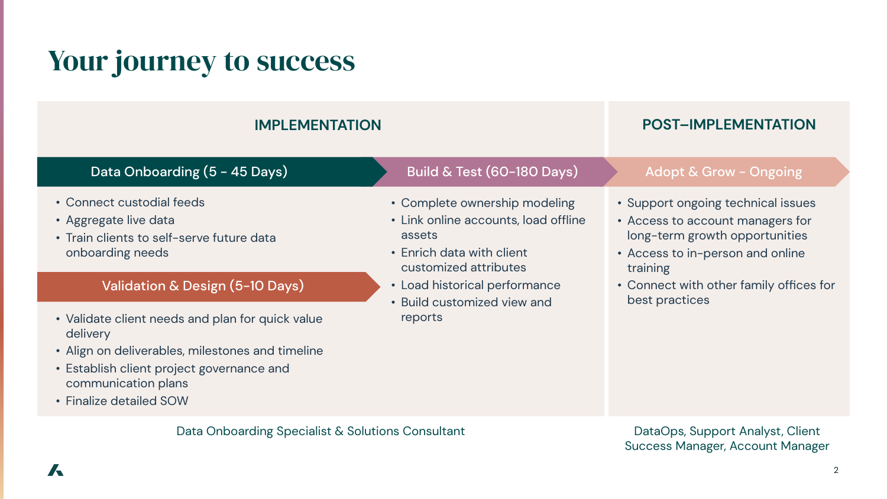# Your journey to success

## IMPLEMENTATION

### Data Onboarding (5 - 45 Days)

- Connect custodial feeds
- Aggregate live data
- Train clients to self-serve future data onboarding needs

### Validation & Design (5-10 Days)

- Validate client needs and plan for quick value delivery
- Align on deliverables, milestones and timeline
- Establish client project governance and communication plans
- Finalize detailed SOW

### Build & Test (60-180 Days)

- Complete ownership modeling
- Link online accounts, load offline assets
- Enrich data with client customized attributes
- Load historical performance
- Build customized view and reports

Data Onboarding Specialist & Solutions Consultant

## POST–IMPLEMENTATION

### Adopt & Grow - Ongoing

- Support ongoing technical issues
- Access to account managers for long-term growth opportunities
- Access to in-person and online training
- Connect with other family offices for best practices

DataOps, Support Analyst, Client Success Manager, Account Manager